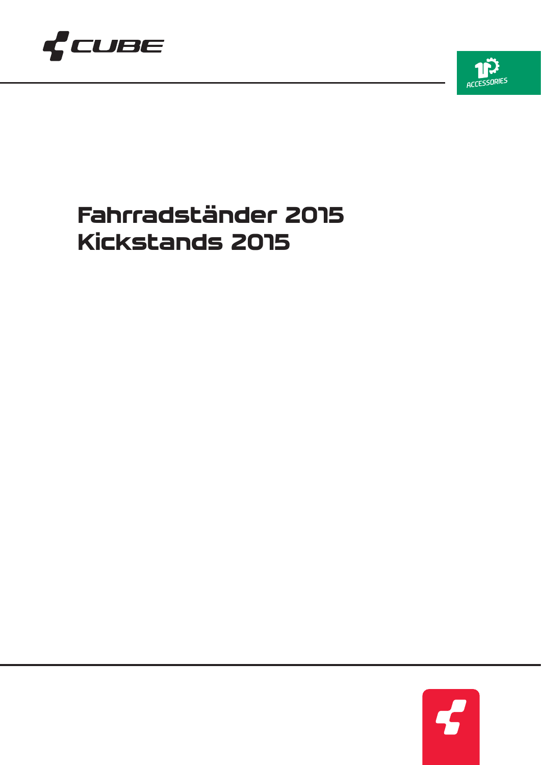# Fahrradständer 2015
# Kickstands 2015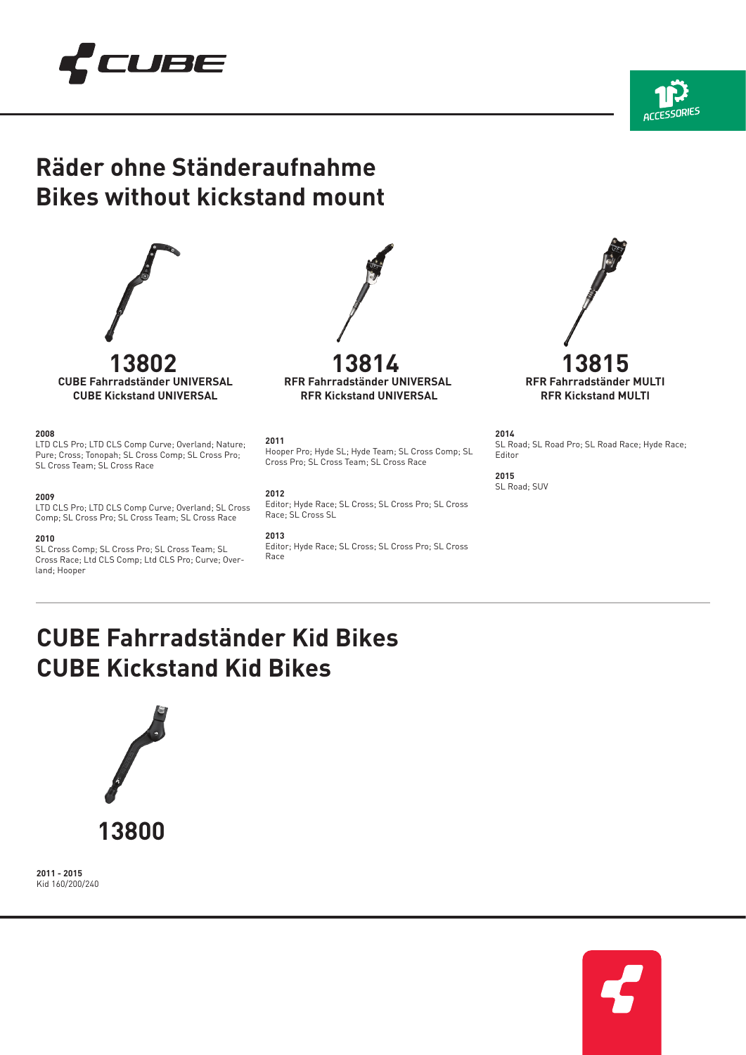# Räder ohne Ständeraufnahme
# Bikes without kickstand mount

## 13802
**CUBE Fahrradständer UNIVERSAL**
**CUBE Kickstand UNIVERSAL**

**2008**
LTD CLS Pro; LTD CLS Comp Curve; Overland; Nature; Pure; Cross; Tonopah; SL Cross Comp; SL Cross Pro; SL Cross Team; SL Cross Race

**2009**
LTD CLS Pro; LTD CLS Comp Curve; Overland; SL Cross Comp; SL Cross Pro; SL Cross Team; SL Cross Race

**2010**
SL Cross Comp; SL Cross Pro; SL Cross Team; SL Cross Race; Ltd CLS Comp; Ltd CLS Pro; Curve; Overland; Hooper

## 13814
**RFR Fahrradständer UNIVERSAL**
**RFR Kickstand UNIVERSAL**

**2011**
Hooper Pro; Hyde SL; Hyde Team; SL Cross Comp; SL Cross Pro; SL Cross Team; SL Cross Race

**2012**
Editor; Hyde Race; SL Cross; SL Cross Pro; SL Cross Race; SL Cross SL

**2013**
Editor; Hyde Race; SL Cross; SL Cross Pro; SL Cross Race

## 13815
**RFR Fahrradständer MULTI**
**RFR Kickstand MULTI**

**2014**
SL Road; SL Road Pro; SL Road Race; Hyde Race; Editor

**2015**
SL Road; SUV

# CUBE Fahrradständer Kid Bikes
# CUBE Kickstand Kid Bikes

## 13800

**2011 - 2015**
Kid 160/200/240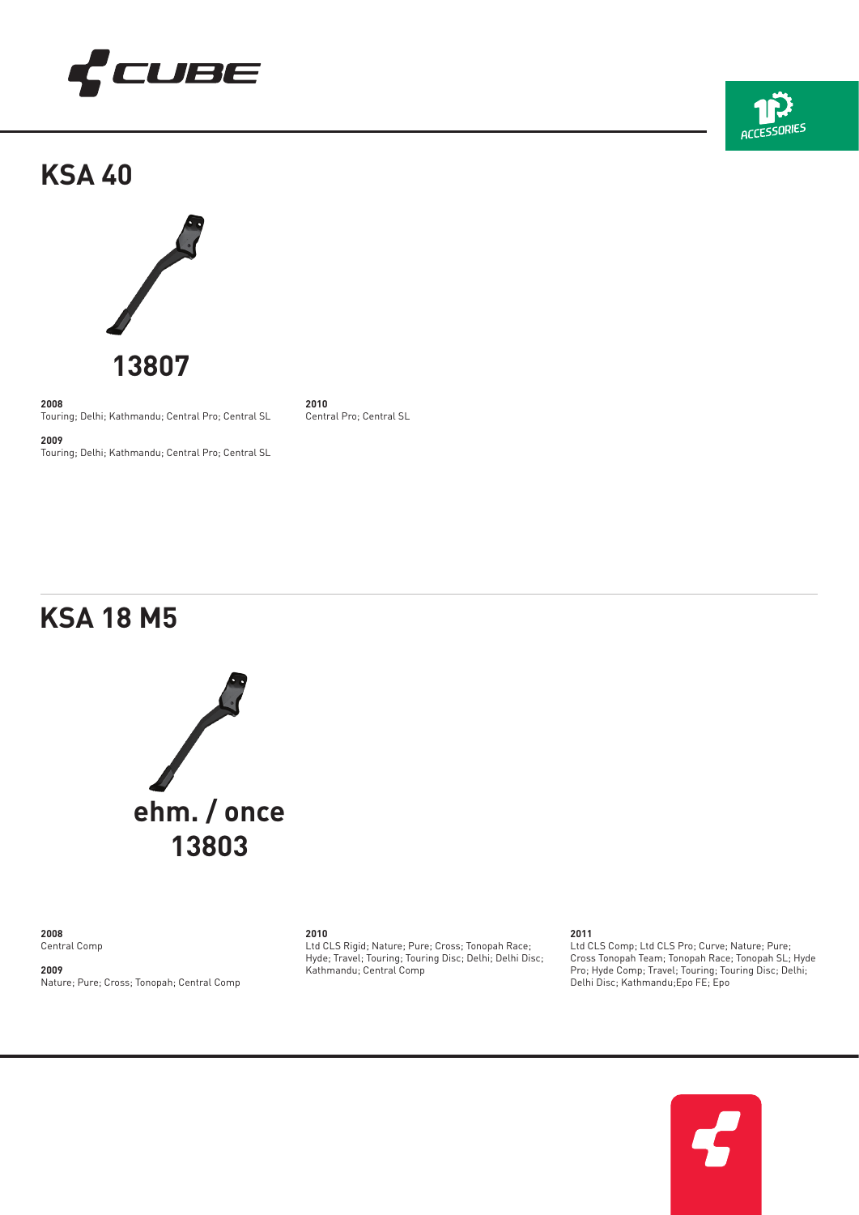## KSA 40

**13807**

**2008**
Touring; Delhi; Kathmandu; Central Pro; Central SL

**2009**
Touring; Delhi; Kathmandu; Central Pro; Central SL

**2010**
Central Pro; Central SL

## KSA 18 M5

**ehm. / once**
**13803**

**2008**
Central Comp

**2009**
Nature; Pure; Cross; Tonopah; Central Comp

**2010**
Ltd CLS Rigid; Nature; Pure; Cross; Tonopah Race; Hyde; Travel; Touring; Touring Disc; Delhi; Delhi Disc; Kathmandu; Central Comp

**2011**
Ltd CLS Comp; Ltd CLS Pro; Curve; Nature; Pure; Cross Tonopah Team; Tonopah Race; Tonopah SL; Hyde Pro; Hyde Comp; Travel; Touring; Touring Disc; Delhi; Delhi Disc; Kathmandu;Epo FE; Epo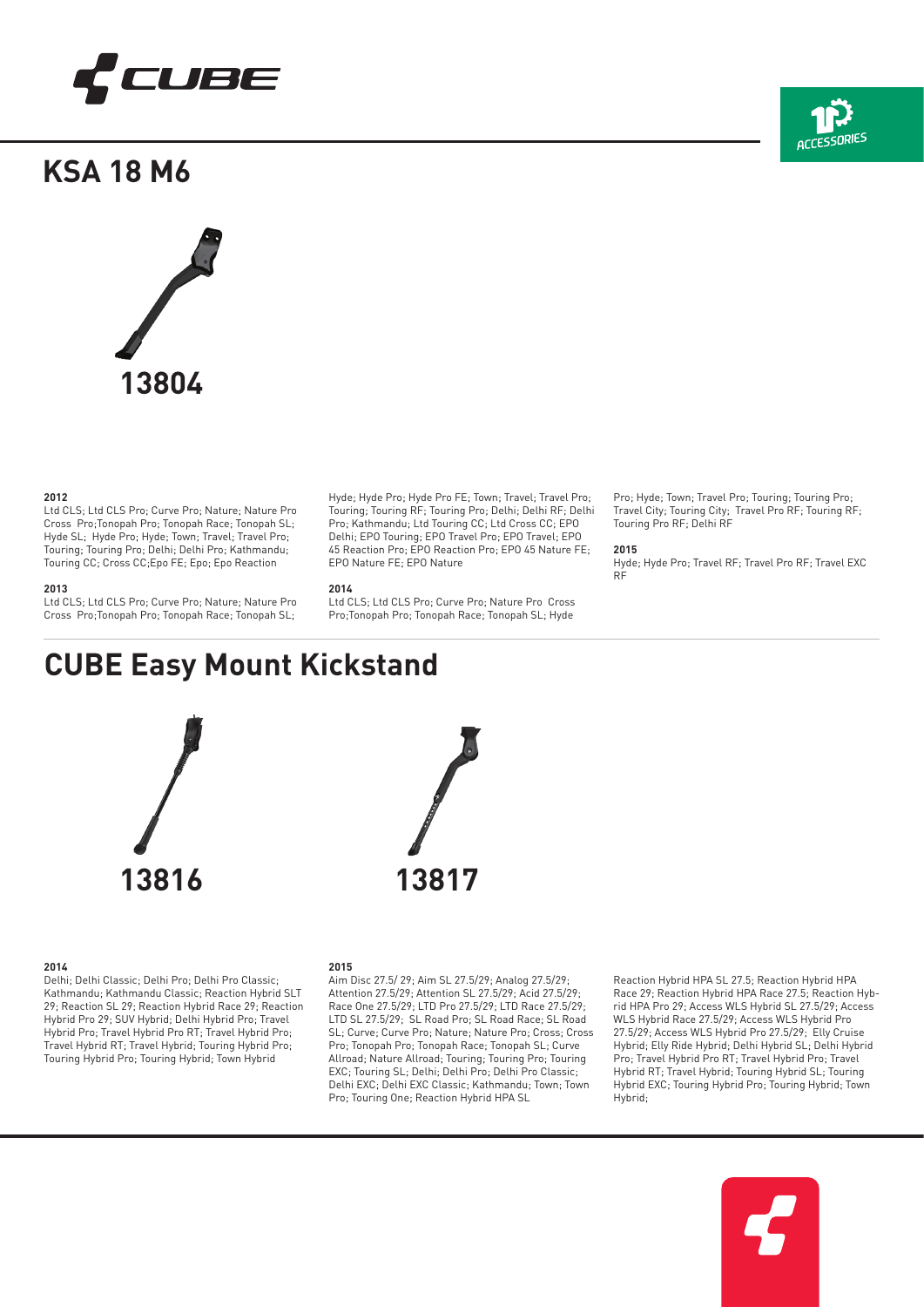# KSA 18 M6

**13804**

**2012**
Ltd CLS; Ltd CLS Pro; Curve Pro; Nature; Nature Pro Cross Pro;Tonopah Pro; Tonopah Race; Tonopah SL; Hyde SL; Hyde Pro; Hyde; Town; Travel; Travel Pro; Touring; Touring Pro; Delhi; Delhi Pro; Kathmandu; Touring CC; Cross CC;Epo FE; Epo; Epo Reaction

**2013**
Ltd CLS; Ltd CLS Pro; Curve Pro; Nature; Nature Pro Cross Pro;Tonopah Pro; Tonopah Race; Tonopah SL; Hyde; Hyde Pro; Hyde Pro FE; Town; Travel; Travel Pro; Touring; Touring RF; Touring Pro; Delhi; Delhi RF; Delhi Pro; Kathmandu; Ltd Touring CC; Ltd Cross CC; EPO Delhi; EPO Touring; EPO Travel Pro; EPO Travel; EPO 45 Reaction Pro; EPO Reaction Pro; EPO 45 Nature FE; EPO Nature FE; EPO Nature

**2014**
Ltd CLS; Ltd CLS Pro; Curve Pro; Nature Pro Cross Pro;Tonopah Pro; Tonopah Race; Tonopah SL; Hyde Pro; Hyde; Town; Travel Pro; Touring; Touring Pro; Travel City; Touring City; Travel Pro RF; Touring RF; Touring Pro RF; Delhi RF

**2015**
Hyde; Hyde Pro; Travel RF; Travel Pro RF; Travel EXC RF

# CUBE Easy Mount Kickstand

**13816**

**13817**

**2014**
Delhi; Delhi Classic; Delhi Pro; Delhi Pro Classic; Kathmandu; Kathmandu Classic; Reaction Hybrid SLT 29; Reaction SL 29; Reaction Hybrid Race 29; Reaction Hybrid Pro 29; SUV Hybrid; Delhi Hybrid Pro; Travel Hybrid Pro; Travel Hybrid Pro RT; Travel Hybrid Pro; Travel Hybrid RT; Travel Hybrid; Touring Hybrid Pro; Touring Hybrid Pro; Touring Hybrid; Town Hybrid

**2015**
Aim Disc 27.5/ 29; Aim SL 27.5/29; Analog 27.5/29; Attention 27.5/29; Attention SL 27.5/29; Acid 27.5/29; Race One 27.5/29; LTD Pro 27.5/29; LTD Race 27.5/29; LTD SL 27.5/29; SL Road Pro; SL Road Race; SL Road SL; Curve; Curve Pro; Nature; Nature Pro; Cross; Cross Pro; Tonopah Pro; Tonopah Race; Tonopah SL; Curve Allroad; Nature Allroad; Touring; Touring Pro; Touring EXC; Touring SL; Delhi; Delhi Pro; Delhi Pro Classic; Delhi EXC; Delhi EXC Classic; Kathmandu; Town; Town Pro; Touring One; Reaction Hybrid HPA SL Reaction Hybrid HPA SL 27.5; Reaction Hybrid HPA Race 29; Reaction Hybrid HPA Race 27.5; Reaction Hybrid HPA Pro 29; Access WLS Hybrid SL 27.5/29; Access WLS Hybrid Race 27.5/29; Access WLS Hybrid Pro 27.5/29; Access WLS Hybrid Pro 27.5/29; Elly Cruise Hybrid; Elly Ride Hybrid; Delhi Hybrid SL; Delhi Hybrid Pro; Travel Hybrid Pro RT; Travel Hybrid Pro; Travel Hybrid RT; Travel Hybrid; Touring Hybrid SL; Touring Hybrid EXC; Touring Hybrid Pro; Touring Hybrid; Town Hybrid;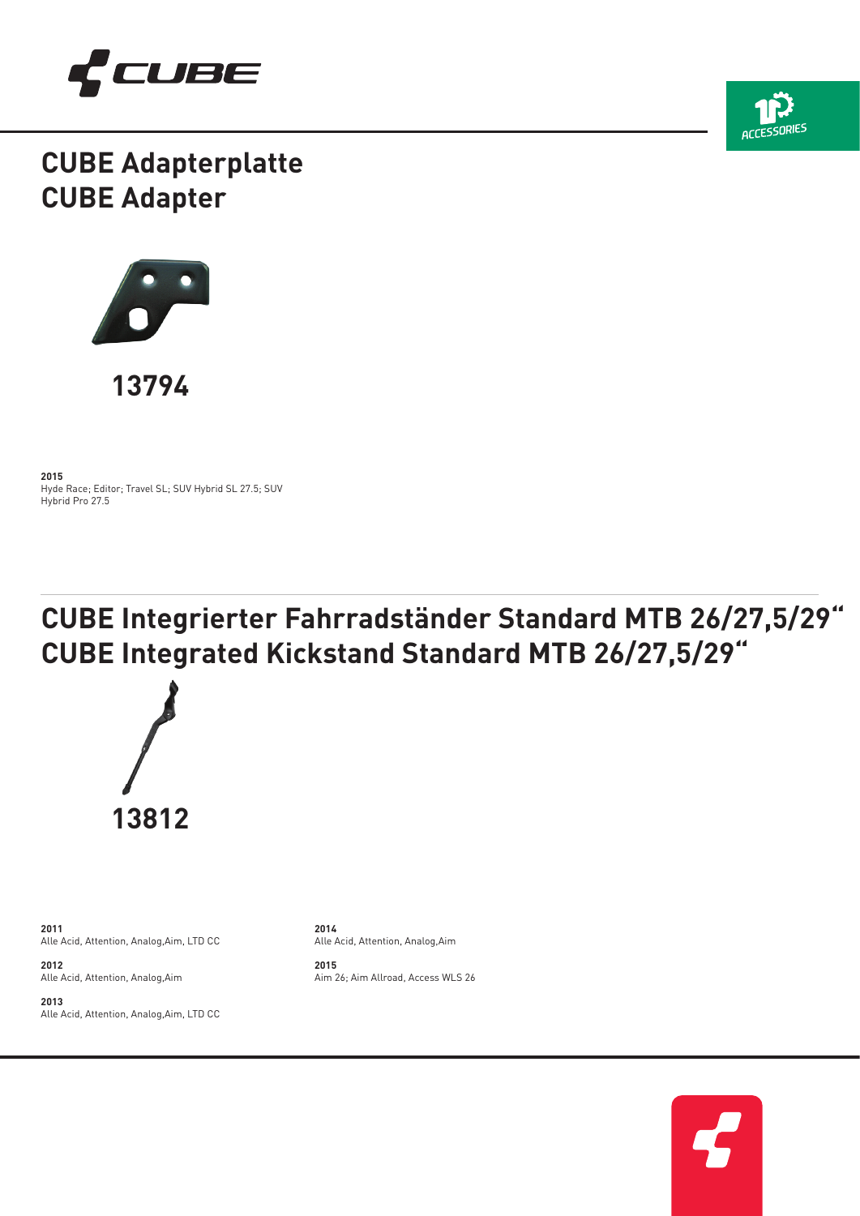# CUBE Adapterplatte
# CUBE Adapter

**13794**

**2015**
Hyde Race; Editor; Travel SL; SUV Hybrid SL 27.5; SUV Hybrid Pro 27.5

# CUBE Integrierter Fahrradständer Standard MTB 26/27,5/29“
# CUBE Integrated Kickstand Standard MTB 26/27,5/29“

**13812**

**2011**
Alle Acid, Attention, Analog,Aim, LTD CC

**2012**
Alle Acid, Attention, Analog,Aim

**2013**
Alle Acid, Attention, Analog,Aim, LTD CC

**2014**
Alle Acid, Attention, Analog,Aim

**2015**
Aim 26; Aim Allroad, Access WLS 26